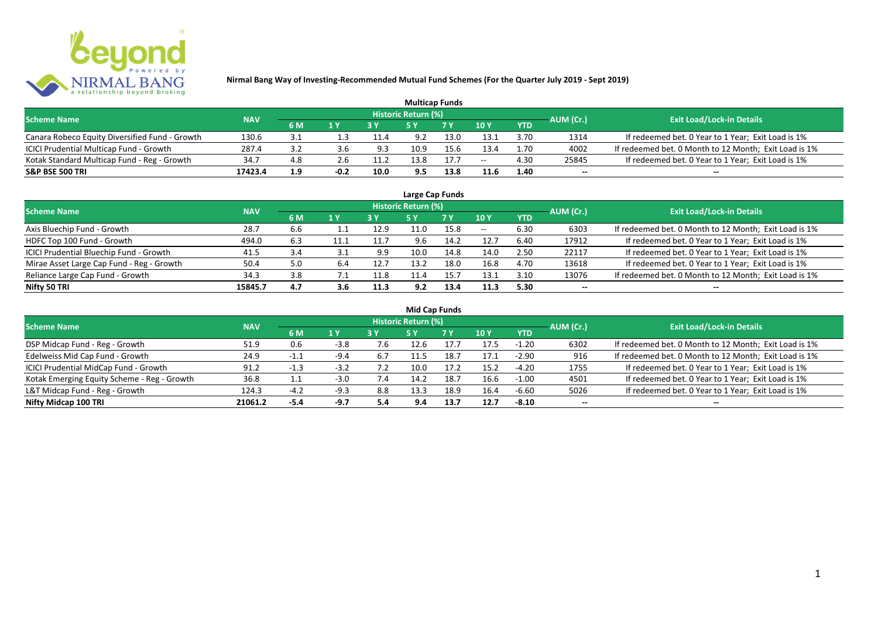# Nirmal Bang Way of Investing-Recommended Mutual Fund Schemes (For the Quarter July 2019 - Sept 2019)

## Multicap Funds

| Scheme Name | NAV | Historic Return (%) | | | | | | | AUM (Cr.) | Exit Load/Lock-in Details |
|---|---|---|---|---|---|---|---|---|---|---|
| | | 6 M | 1 Y | 3 Y | 5 Y | 7 Y | 10 Y | YTD | | |
| Canara Robeco Equity Diversified Fund - Growth | 130.6 | 3.1 | 1.3 | 11.4 | 9.2 | 13.0 | 13.1 | 3.70 | 1314 | If redeemed bet. 0 Year to 1 Year; Exit Load is 1% |
| ICICI Prudential Multicap Fund - Growth | 287.4 | 3.2 | 3.6 | 9.3 | 10.9 | 15.6 | 13.4 | 1.70 | 4002 | If redeemed bet. 0 Month to 12 Month; Exit Load is 1% |
| Kotak Standard Multicap Fund - Reg - Growth | 34.7 | 4.8 | 2.6 | 11.2 | 13.8 | 17.7 | -- | 4.30 | 25845 | If redeemed bet. 0 Year to 1 Year; Exit Load is 1% |
| **S&P BSE 500 TRI** | **17423.4** | **1.9** | **-0.2** | **10.0** | **9.5** | **13.8** | **11.6** | **1.40** | **--** | **--** |

## Large Cap Funds

| Scheme Name | NAV | Historic Return (%) | | | | | | | AUM (Cr.) | Exit Load/Lock-in Details |
|---|---|---|---|---|---|---|---|---|---|---|
| | | 6 M | 1 Y | 3 Y | 5 Y | 7 Y | 10 Y | YTD | | |
| Axis Bluechip Fund - Growth | 28.7 | 6.6 | 1.1 | 12.9 | 11.0 | 15.8 | -- | 6.30 | 6303 | If redeemed bet. 0 Month to 12 Month; Exit Load is 1% |
| HDFC Top 100 Fund - Growth | 494.0 | 6.3 | 11.1 | 11.7 | 9.6 | 14.2 | 12.7 | 6.40 | 17912 | If redeemed bet. 0 Year to 1 Year; Exit Load is 1% |
| ICICI Prudential Bluechip Fund - Growth | 41.5 | 3.4 | 3.1 | 9.9 | 10.0 | 14.8 | 14.0 | 2.50 | 22117 | If redeemed bet. 0 Year to 1 Year; Exit Load is 1% |
| Mirae Asset Large Cap Fund - Reg - Growth | 50.4 | 5.0 | 6.4 | 12.7 | 13.2 | 18.0 | 16.8 | 4.70 | 13618 | If redeemed bet. 0 Year to 1 Year; Exit Load is 1% |
| Reliance Large Cap Fund - Growth | 34.3 | 3.8 | 7.1 | 11.8 | 11.4 | 15.7 | 13.1 | 3.10 | 13076 | If redeemed bet. 0 Month to 12 Month; Exit Load is 1% |
| **Nifty 50 TRI** | **15845.7** | **4.7** | **3.6** | **11.3** | **9.2** | **13.4** | **11.3** | **5.30** | **--** | **--** |

## Mid Cap Funds

| Scheme Name | NAV | Historic Return (%) | | | | | | | AUM (Cr.) | Exit Load/Lock-in Details |
|---|---|---|---|---|---|---|---|---|---|---|
| | | 6 M | 1 Y | 3 Y | 5 Y | 7 Y | 10 Y | YTD | | |
| DSP Midcap Fund - Reg - Growth | 51.9 | 0.6 | -3.8 | 7.6 | 12.6 | 17.7 | 17.5 | -1.20 | 6302 | If redeemed bet. 0 Month to 12 Month; Exit Load is 1% |
| Edelweiss Mid Cap Fund - Growth | 24.9 | -1.1 | -9.4 | 6.7 | 11.5 | 18.7 | 17.1 | -2.90 | 916 | If redeemed bet. 0 Month to 12 Month; Exit Load is 1% |
| ICICI Prudential MidCap Fund - Growth | 91.2 | -1.3 | -3.2 | 7.2 | 10.0 | 17.2 | 15.2 | -4.20 | 1755 | If redeemed bet. 0 Year to 1 Year; Exit Load is 1% |
| Kotak Emerging Equity Scheme - Reg - Growth | 36.8 | 1.1 | -3.0 | 7.4 | 14.2 | 18.7 | 16.6 | -1.00 | 4501 | If redeemed bet. 0 Year to 1 Year; Exit Load is 1% |
| L&T Midcap Fund - Reg - Growth | 124.3 | -4.2 | -9.3 | 8.8 | 13.3 | 18.9 | 16.4 | -6.60 | 5026 | If redeemed bet. 0 Year to 1 Year; Exit Load is 1% |
| **Nifty Midcap 100 TRI** | **21061.2** | **-5.4** | **-9.7** | **5.4** | **9.4** | **13.7** | **12.7** | **-8.10** | **--** | **--** |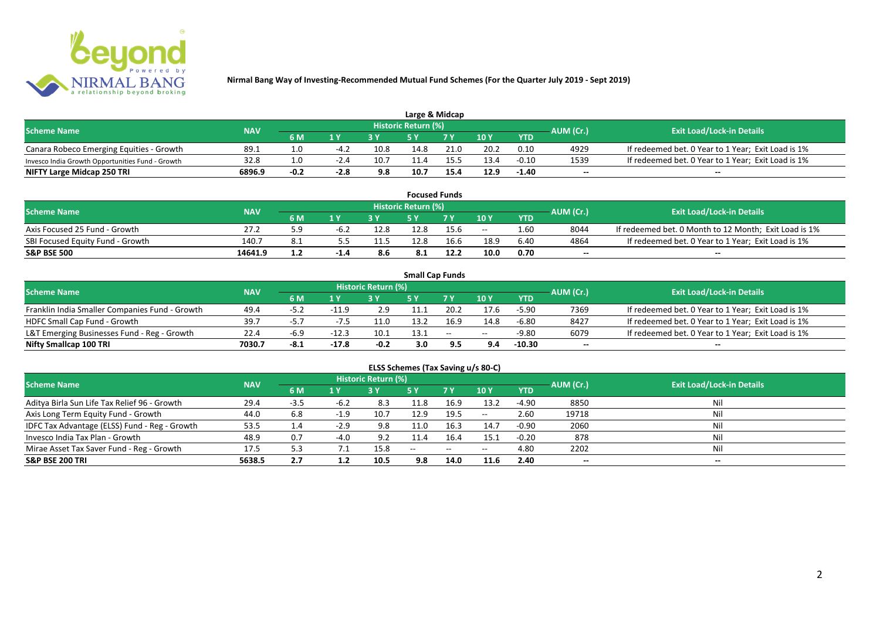# Nirmal Bang Way of Investing-Recommended Mutual Fund Schemes (For the Quarter July 2019 - Sept 2019)

## Large & Midcap

| Scheme Name | NAV | Historic Return (%) | | | | | | | AUM (Cr.) | Exit Load/Lock-in Details |
|---|---|---|---|---|---|---|---|---|---|---|
| | | 6 M | 1 Y | 3 Y | 5 Y | 7 Y | 10 Y | YTD | | |
| Canara Robeco Emerging Equities - Growth | 89.1 | 1.0 | -4.2 | 10.8 | 14.8 | 21.0 | 20.2 | 0.10 | 4929 | If redeemed bet. 0 Year to 1 Year; Exit Load is 1% |
| Invesco India Growth Opportunities Fund - Growth | 32.8 | 1.0 | -2.4 | 10.7 | 11.4 | 15.5 | 13.4 | -0.10 | 1539 | If redeemed bet. 0 Year to 1 Year; Exit Load is 1% |
| **NIFTY Large Midcap 250 TRI** | **6896.9** | **-0.2** | **-2.8** | **9.8** | **10.7** | **15.4** | **12.9** | **-1.40** | **--** | **--** |

## Focused Funds

| Scheme Name | NAV | Historic Return (%) | | | | | | | AUM (Cr.) | Exit Load/Lock-in Details |
|---|---|---|---|---|---|---|---|---|---|---|
| | | 6 M | 1 Y | 3 Y | 5 Y | 7 Y | 10 Y | YTD | | |
| Axis Focused 25 Fund - Growth | 27.2 | 5.9 | -6.2 | 12.8 | 12.8 | 15.6 | -- | 1.60 | 8044 | If redeemed bet. 0 Month to 12 Month; Exit Load is 1% |
| SBI Focused Equity Fund - Growth | 140.7 | 8.1 | 5.5 | 11.5 | 12.8 | 16.6 | 18.9 | 6.40 | 4864 | If redeemed bet. 0 Year to 1 Year; Exit Load is 1% |
| **S&P BSE 500** | **14641.9** | **1.2** | **-1.4** | **8.6** | **8.1** | **12.2** | **10.0** | **0.70** | **--** | **--** |

## Small Cap Funds

| Scheme Name | NAV | Historic Return (%) | | | | | | | AUM (Cr.) | Exit Load/Lock-in Details |
|---|---|---|---|---|---|---|---|---|---|---|
| | | 6 M | 1 Y | 3 Y | 5 Y | 7 Y | 10 Y | YTD | | |
| Franklin India Smaller Companies Fund - Growth | 49.4 | -5.2 | -11.9 | 2.9 | 11.1 | 20.2 | 17.6 | -5.90 | 7369 | If redeemed bet. 0 Year to 1 Year; Exit Load is 1% |
| HDFC Small Cap Fund - Growth | 39.7 | -5.7 | -7.5 | 11.0 | 13.2 | 16.9 | 14.8 | -6.80 | 8427 | If redeemed bet. 0 Year to 1 Year; Exit Load is 1% |
| L&T Emerging Businesses Fund - Reg - Growth | 22.4 | -6.9 | -12.3 | 10.1 | 13.1 | -- | -- | -9.80 | 6079 | If redeemed bet. 0 Year to 1 Year; Exit Load is 1% |
| **Nifty Smallcap 100 TRI** | **7030.7** | **-8.1** | **-17.8** | **-0.2** | **3.0** | **9.5** | **9.4** | **-10.30** | **--** | **--** |

## ELSS Schemes (Tax Saving u/s 80-C)

| Scheme Name | NAV | Historic Return (%) | | | | | | | AUM (Cr.) | Exit Load/Lock-in Details |
|---|---|---|---|---|---|---|---|---|---|---|
| | | 6 M | 1 Y | 3 Y | 5 Y | 7 Y | 10 Y | YTD | | |
| Aditya Birla Sun Life Tax Relief 96 - Growth | 29.4 | -3.5 | -6.2 | 8.3 | 11.8 | 16.9 | 13.2 | -4.90 | 8850 | Nil |
| Axis Long Term Equity Fund - Growth | 44.0 | 6.8 | -1.9 | 10.7 | 12.9 | 19.5 | -- | 2.60 | 19718 | Nil |
| IDFC Tax Advantage (ELSS) Fund - Reg - Growth | 53.5 | 1.4 | -2.9 | 9.8 | 11.0 | 16.3 | 14.7 | -0.90 | 2060 | Nil |
| Invesco India Tax Plan - Growth | 48.9 | 0.7 | -4.0 | 9.2 | 11.4 | 16.4 | 15.1 | -0.20 | 878 | Nil |
| Mirae Asset Tax Saver Fund - Reg - Growth | 17.5 | 5.3 | 7.1 | 15.8 | -- | -- | -- | 4.80 | 2202 | Nil |
| **S&P BSE 200 TRI** | **5638.5** | **2.7** | **1.2** | **10.5** | **9.8** | **14.0** | **11.6** | **2.40** | **--** | **--** |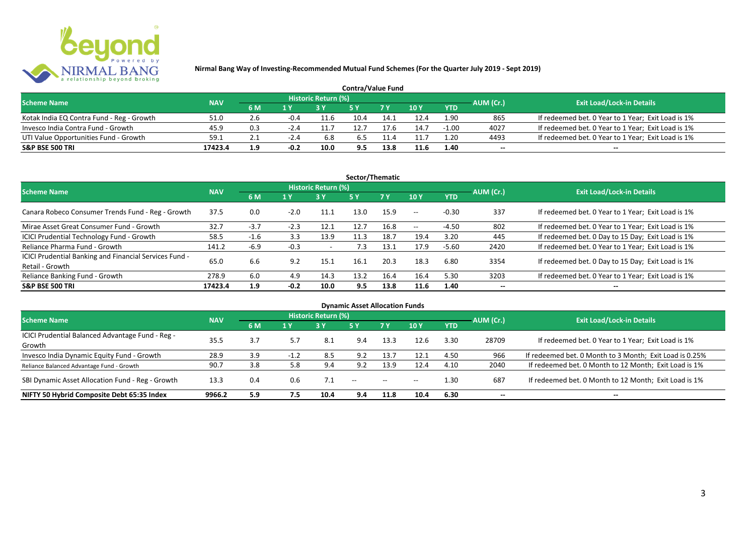**Nirmal Bang Way of Investing-Recommended Mutual Fund Schemes (For the Quarter July 2019 - Sept 2019)**

## Contra/Value Fund

| Scheme Name | NAV | Historic Return (%) | | | | | | | AUM (Cr.) | Exit Load/Lock-in Details |
|---|---|---|---|---|---|---|---|---|---|---|
| | | 6 M | 1 Y | 3 Y | 5 Y | 7 Y | 10 Y | YTD | | |
| Kotak India EQ Contra Fund - Reg - Growth | 51.0 | 2.6 | -0.4 | 11.6 | 10.4 | 14.1 | 12.4 | 1.90 | 865 | If redeemed bet. 0 Year to 1 Year; Exit Load is 1% |
| Invesco India Contra Fund - Growth | 45.9 | 0.3 | -2.4 | 11.7 | 12.7 | 17.6 | 14.7 | -1.00 | 4027 | If redeemed bet. 0 Year to 1 Year; Exit Load is 1% |
| UTI Value Opportunities Fund - Growth | 59.1 | 2.1 | -2.4 | 6.8 | 6.5 | 11.4 | 11.7 | 1.20 | 4493 | If redeemed bet. 0 Year to 1 Year; Exit Load is 1% |
| **S&P BSE 500 TRI** | **17423.4** | **1.9** | **-0.2** | **10.0** | **9.5** | **13.8** | **11.6** | **1.40** | -- | -- |

## Sector/Thematic

| Scheme Name | NAV | Historic Return (%) | | | | | | | AUM (Cr.) | Exit Load/Lock-in Details |
|---|---|---|---|---|---|---|---|---|---|---|
| | | 6 M | 1 Y | 3 Y | 5 Y | 7 Y | 10 Y | YTD | | |
| Canara Robeco Consumer Trends Fund - Reg - Growth | 37.5 | 0.0 | -2.0 | 11.1 | 13.0 | 15.9 | -- | -0.30 | 337 | If redeemed bet. 0 Year to 1 Year; Exit Load is 1% |
| Mirae Asset Great Consumer Fund - Growth | 32.7 | -3.7 | -2.3 | 12.1 | 12.7 | 16.8 | -- | -4.50 | 802 | If redeemed bet. 0 Year to 1 Year; Exit Load is 1% |
| ICICI Prudential Technology Fund - Growth | 58.5 | -1.6 | 3.3 | 13.9 | 11.3 | 18.7 | 19.4 | 3.20 | 445 | If redeemed bet. 0 Day to 15 Day; Exit Load is 1% |
| Reliance Pharma Fund - Growth | 141.2 | -6.9 | -0.3 | - | 7.3 | 13.1 | 17.9 | -5.60 | 2420 | If redeemed bet. 0 Year to 1 Year; Exit Load is 1% |
| ICICI Prudential Banking and Financial Services Fund - Retail - Growth | 65.0 | 6.6 | 9.2 | 15.1 | 16.1 | 20.3 | 18.3 | 6.80 | 3354 | If redeemed bet. 0 Day to 15 Day; Exit Load is 1% |
| Reliance Banking Fund - Growth | 278.9 | 6.0 | 4.9 | 14.3 | 13.2 | 16.4 | 16.4 | 5.30 | 3203 | If redeemed bet. 0 Year to 1 Year; Exit Load is 1% |
| **S&P BSE 500 TRI** | **17423.4** | **1.9** | **-0.2** | **10.0** | **9.5** | **13.8** | **11.6** | **1.40** | -- | -- |

## Dynamic Asset Allocation Funds

| Scheme Name | NAV | Historic Return (%) | | | | | | | AUM (Cr.) | Exit Load/Lock-in Details |
|---|---|---|---|---|---|---|---|---|---|---|
| | | 6 M | 1 Y | 3 Y | 5 Y | 7 Y | 10 Y | YTD | | |
| ICICI Prudential Balanced Advantage Fund - Reg - Growth | 35.5 | 3.7 | 5.7 | 8.1 | 9.4 | 13.3 | 12.6 | 3.30 | 28709 | If redeemed bet. 0 Year to 1 Year; Exit Load is 1% |
| Invesco India Dynamic Equity Fund - Growth | 28.9 | 3.9 | -1.2 | 8.5 | 9.2 | 13.7 | 12.1 | 4.50 | 966 | If redeemed bet. 0 Month to 3 Month; Exit Load is 0.25% |
| Reliance Balanced Advantage Fund - Growth | 90.7 | 3.8 | 5.8 | 9.4 | 9.2 | 13.9 | 12.4 | 4.10 | 2040 | If redeemed bet. 0 Month to 12 Month; Exit Load is 1% |
| SBI Dynamic Asset Allocation Fund - Reg - Growth | 13.3 | 0.4 | 0.6 | 7.1 | -- | -- | -- | 1.30 | 687 | If redeemed bet. 0 Month to 12 Month; Exit Load is 1% |
| **NIFTY 50 Hybrid Composite Debt 65:35 Index** | **9966.2** | **5.9** | **7.5** | **10.4** | **9.4** | **11.8** | **10.4** | **6.30** | -- | -- |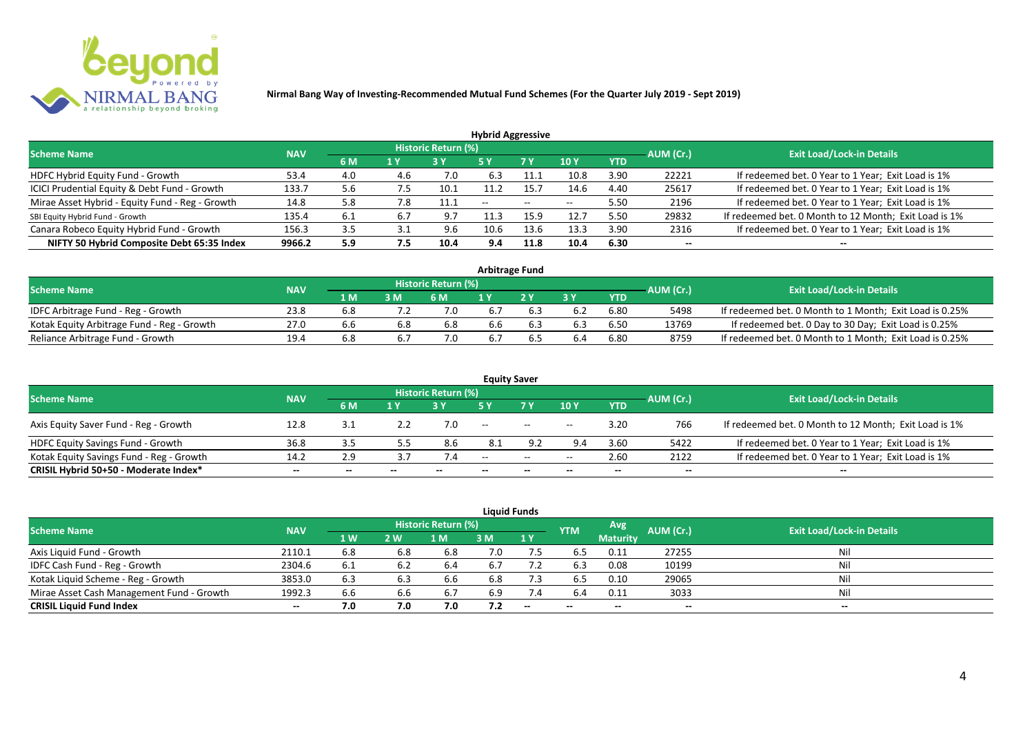**Nirmal Bang Way of Investing-Recommended Mutual Fund Schemes (For the Quarter July 2019 - Sept 2019)**

## Hybrid Aggressive

| Scheme Name | NAV | Historic Return (%) | | | | | | | AUM (Cr.) | Exit Load/Lock-in Details |
|---|---|---|---|---|---|---|---|---|---|---|
| | | 6 M | 1 Y | 3 Y | 5 Y | 7 Y | 10 Y | YTD | | |
| HDFC Hybrid Equity Fund - Growth | 53.4 | 4.0 | 4.6 | 7.0 | 6.3 | 11.1 | 10.8 | 3.90 | 22221 | If redeemed bet. 0 Year to 1 Year; Exit Load is 1% |
| ICICI Prudential Equity & Debt Fund - Growth | 133.7 | 5.6 | 7.5 | 10.1 | 11.2 | 15.7 | 14.6 | 4.40 | 25617 | If redeemed bet. 0 Year to 1 Year; Exit Load is 1% |
| Mirae Asset Hybrid - Equity Fund - Reg - Growth | 14.8 | 5.8 | 7.8 | 11.1 | -- | -- | -- | 5.50 | 2196 | If redeemed bet. 0 Year to 1 Year; Exit Load is 1% |
| SBI Equity Hybrid Fund - Growth | 135.4 | 6.1 | 6.7 | 9.7 | 11.3 | 15.9 | 12.7 | 5.50 | 29832 | If redeemed bet. 0 Month to 12 Month; Exit Load is 1% |
| Canara Robeco Equity Hybrid Fund - Growth | 156.3 | 3.5 | 3.1 | 9.6 | 10.6 | 13.6 | 13.3 | 3.90 | 2316 | If redeemed bet. 0 Year to 1 Year; Exit Load is 1% |
| **NIFTY 50 Hybrid Composite Debt 65:35 Index** | **9966.2** | **5.9** | **7.5** | **10.4** | **9.4** | **11.8** | **10.4** | **6.30** | **--** | **--** |

## Arbitrage Fund

| Scheme Name | NAV | Historic Return (%) | | | | | | | AUM (Cr.) | Exit Load/Lock-in Details |
|---|---|---|---|---|---|---|---|---|---|---|
| | | 1 M | 3 M | 6 M | 1 Y | 2 Y | 3 Y | YTD | | |
| IDFC Arbitrage Fund - Reg - Growth | 23.8 | 6.8 | 7.2 | 7.0 | 6.7 | 6.3 | 6.2 | 6.80 | 5498 | If redeemed bet. 0 Month to 1 Month; Exit Load is 0.25% |
| Kotak Equity Arbitrage Fund - Reg - Growth | 27.0 | 6.6 | 6.8 | 6.8 | 6.6 | 6.3 | 6.3 | 6.50 | 13769 | If redeemed bet. 0 Day to 30 Day; Exit Load is 0.25% |
| Reliance Arbitrage Fund - Growth | 19.4 | 6.8 | 6.7 | 7.0 | 6.7 | 6.5 | 6.4 | 6.80 | 8759 | If redeemed bet. 0 Month to 1 Month; Exit Load is 0.25% |

## Equity Saver

| Scheme Name | NAV | Historic Return (%) | | | | | | | AUM (Cr.) | Exit Load/Lock-in Details |
|---|---|---|---|---|---|---|---|---|---|---|
| | | 6 M | 1 Y | 3 Y | 5 Y | 7 Y | 10 Y | YTD | | |
| Axis Equity Saver Fund - Reg - Growth | 12.8 | 3.1 | 2.2 | 7.0 | -- | -- | -- | 3.20 | 766 | If redeemed bet. 0 Month to 12 Month; Exit Load is 1% |
| HDFC Equity Savings Fund - Growth | 36.8 | 3.5 | 5.5 | 8.6 | 8.1 | 9.2 | 9.4 | 3.60 | 5422 | If redeemed bet. 0 Year to 1 Year; Exit Load is 1% |
| Kotak Equity Savings Fund - Reg - Growth | 14.2 | 2.9 | 3.7 | 7.4 | -- | -- | -- | 2.60 | 2122 | If redeemed bet. 0 Year to 1 Year; Exit Load is 1% |
| **CRISIL Hybrid 50+50 - Moderate Index*** | **--** | **--** | **--** | **--** | **--** | **--** | **--** | **--** | **--** | **--** |

## Liquid Funds

| Scheme Name | NAV | Historic Return (%) | | | | | YTM | Avg Maturity | AUM (Cr.) | Exit Load/Lock-in Details |
|---|---|---|---|---|---|---|---|---|---|---|
| | | 1 W | 2 W | 1 M | 3 M | 1 Y | | | | |
| Axis Liquid Fund - Growth | 2110.1 | 6.8 | 6.8 | 6.8 | 7.0 | 7.5 | 6.5 | 0.11 | 27255 | Nil |
| IDFC Cash Fund - Reg - Growth | 2304.6 | 6.1 | 6.2 | 6.4 | 6.7 | 7.2 | 6.3 | 0.08 | 10199 | Nil |
| Kotak Liquid Scheme - Reg - Growth | 3853.0 | 6.3 | 6.3 | 6.6 | 6.8 | 7.3 | 6.5 | 0.10 | 29065 | Nil |
| Mirae Asset Cash Management Fund - Growth | 1992.3 | 6.6 | 6.6 | 6.7 | 6.9 | 7.4 | 6.4 | 0.11 | 3033 | Nil |
| **CRISIL Liquid Fund Index** | **--** | **7.0** | **7.0** | **7.0** | **7.2** | **--** | **--** | **--** | **--** | **--** |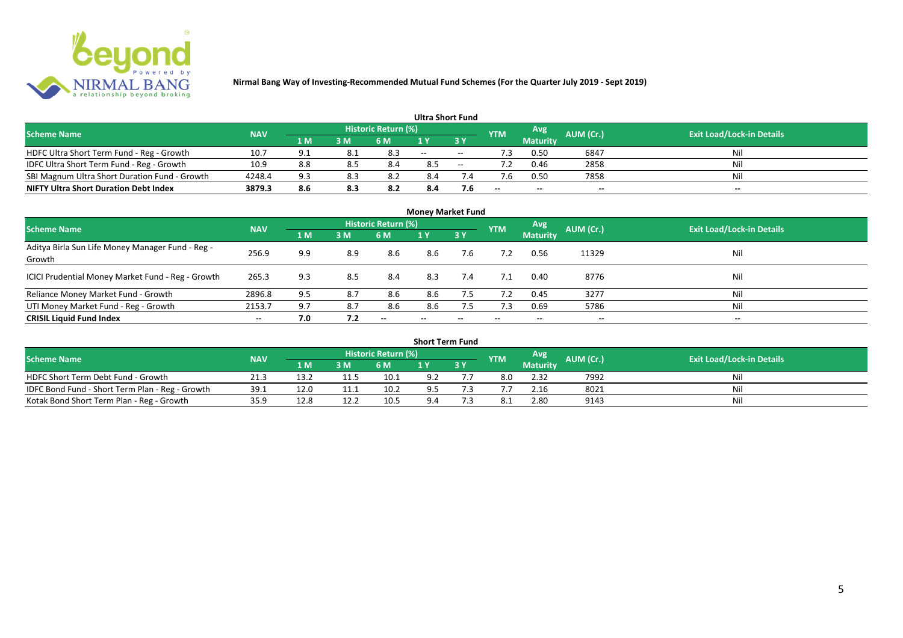# Nirmal Bang Way of Investing-Recommended Mutual Fund Schemes (For the Quarter July 2019 - Sept 2019)

## Ultra Short Fund

| Scheme Name | NAV | Historic Return (%) | | | | | YTM | Avg Maturity | AUM (Cr.) | Exit Load/Lock-in Details |
|---|---|---|---|---|---|---|---|---|---|---|
| | | 1 M | 3 M | 6 M | 1 Y | 3 Y | | | | |
| HDFC Ultra Short Term Fund - Reg - Growth | 10.7 | 9.1 | 8.1 | 8.3 | -- | -- | 7.3 | 0.50 | 6847 | Nil |
| IDFC Ultra Short Term Fund - Reg - Growth | 10.9 | 8.8 | 8.5 | 8.4 | 8.5 | -- | 7.2 | 0.46 | 2858 | Nil |
| SBI Magnum Ultra Short Duration Fund - Growth | 4248.4 | 9.3 | 8.3 | 8.2 | 8.4 | 7.4 | 7.6 | 0.50 | 7858 | Nil |
| **NIFTY Ultra Short Duration Debt Index** | **3879.3** | **8.6** | **8.3** | **8.2** | **8.4** | **7.6** | **--** | **--** | **--** | **--** |

## Money Market Fund

| Scheme Name | NAV | Historic Return (%) | | | | | YTM | Avg Maturity | AUM (Cr.) | Exit Load/Lock-in Details |
|---|---|---|---|---|---|---|---|---|---|---|
| | | 1 M | 3 M | 6 M | 1 Y | 3 Y | | | | |
| Aditya Birla Sun Life Money Manager Fund - Reg - Growth | 256.9 | 9.9 | 8.9 | 8.6 | 8.6 | 7.6 | 7.2 | 0.56 | 11329 | Nil |
| ICICI Prudential Money Market Fund - Reg - Growth | 265.3 | 9.3 | 8.5 | 8.4 | 8.3 | 7.4 | 7.1 | 0.40 | 8776 | Nil |
| Reliance Money Market Fund - Growth | 2896.8 | 9.5 | 8.7 | 8.6 | 8.6 | 7.5 | 7.2 | 0.45 | 3277 | Nil |
| UTI Money Market Fund - Reg - Growth | 2153.7 | 9.7 | 8.7 | 8.6 | 8.6 | 7.5 | 7.3 | 0.69 | 5786 | Nil |
| **CRISIL Liquid Fund Index** | **--** | **7.0** | **7.2** | **--** | **--** | **--** | **--** | **--** | **--** | **--** |

## Short Term Fund

| Scheme Name | NAV | Historic Return (%) | | | | | YTM | Avg Maturity | AUM (Cr.) | Exit Load/Lock-in Details |
|---|---|---|---|---|---|---|---|---|---|---|
| | | 1 M | 3 M | 6 M | 1 Y | 3 Y | | | | |
| HDFC Short Term Debt Fund - Growth | 21.3 | 13.2 | 11.5 | 10.1 | 9.2 | 7.7 | 8.0 | 2.32 | 7992 | Nil |
| IDFC Bond Fund - Short Term Plan - Reg - Growth | 39.1 | 12.0 | 11.1 | 10.2 | 9.5 | 7.3 | 7.7 | 2.16 | 8021 | Nil |
| Kotak Bond Short Term Plan - Reg - Growth | 35.9 | 12.8 | 12.2 | 10.5 | 9.4 | 7.3 | 8.1 | 2.80 | 9143 | Nil |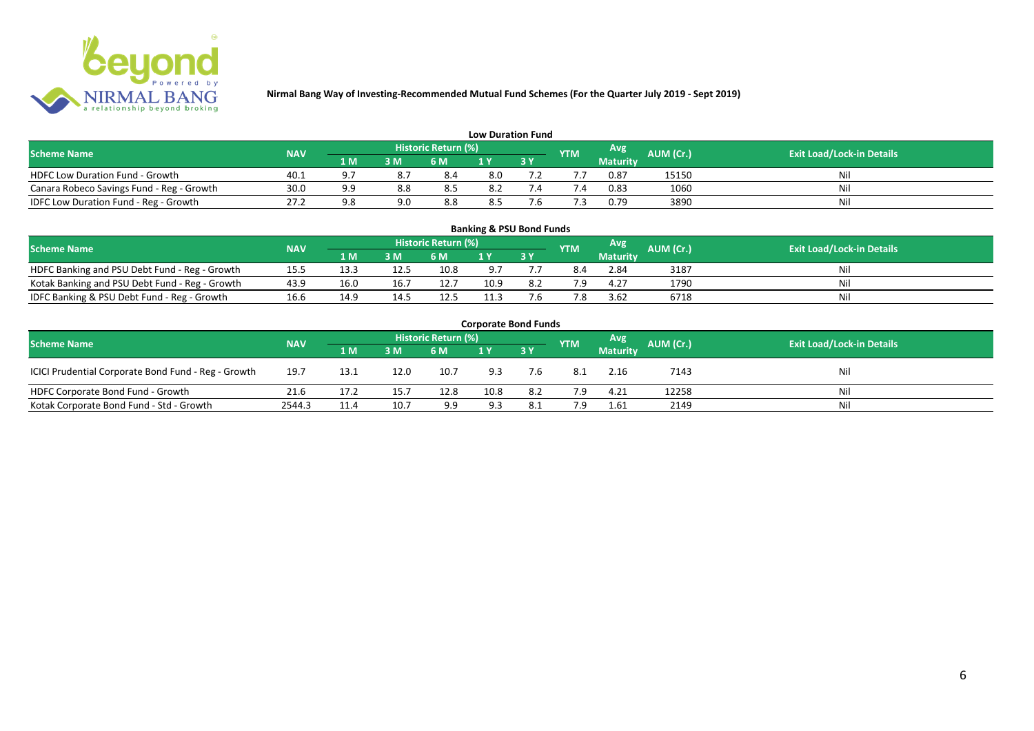# Nirmal Bang Way of Investing-Recommended Mutual Fund Schemes (For the Quarter July 2019 - Sept 2019)

## Low Duration Fund

| Scheme Name | NAV | Historic Return (%) | | | | | YTM | Avg Maturity | AUM (Cr.) | Exit Load/Lock-in Details |
|---|---|---|---|---|---|---|---|---|---|---|
| | | 1 M | 3 M | 6 M | 1 Y | 3 Y | | | | |
| HDFC Low Duration Fund - Growth | 40.1 | 9.7 | 8.7 | 8.4 | 8.0 | 7.2 | 7.7 | 0.87 | 15150 | Nil |
| Canara Robeco Savings Fund - Reg - Growth | 30.0 | 9.9 | 8.8 | 8.5 | 8.2 | 7.4 | 7.4 | 0.83 | 1060 | Nil |
| IDFC Low Duration Fund - Reg - Growth | 27.2 | 9.8 | 9.0 | 8.8 | 8.5 | 7.6 | 7.3 | 0.79 | 3890 | Nil |

## Banking & PSU Bond Funds

| Scheme Name | NAV | Historic Return (%) | | | | | YTM | Avg Maturity | AUM (Cr.) | Exit Load/Lock-in Details |
|---|---|---|---|---|---|---|---|---|---|---|
| | | 1 M | 3 M | 6 M | 1 Y | 3 Y | | | | |
| HDFC Banking and PSU Debt Fund - Reg - Growth | 15.5 | 13.3 | 12.5 | 10.8 | 9.7 | 7.7 | 8.4 | 2.84 | 3187 | Nil |
| Kotak Banking and PSU Debt Fund - Reg - Growth | 43.9 | 16.0 | 16.7 | 12.7 | 10.9 | 8.2 | 7.9 | 4.27 | 1790 | Nil |
| IDFC Banking & PSU Debt Fund - Reg - Growth | 16.6 | 14.9 | 14.5 | 12.5 | 11.3 | 7.6 | 7.8 | 3.62 | 6718 | Nil |

## Corporate Bond Funds

| Scheme Name | NAV | Historic Return (%) | | | | | YTM | Avg Maturity | AUM (Cr.) | Exit Load/Lock-in Details |
|---|---|---|---|---|---|---|---|---|---|---|
| | | 1 M | 3 M | 6 M | 1 Y | 3 Y | | | | |
| ICICI Prudential Corporate Bond Fund - Reg - Growth | 19.7 | 13.1 | 12.0 | 10.7 | 9.3 | 7.6 | 8.1 | 2.16 | 7143 | Nil |
| HDFC Corporate Bond Fund - Growth | 21.6 | 17.2 | 15.7 | 12.8 | 10.8 | 8.2 | 7.9 | 4.21 | 12258 | Nil |
| Kotak Corporate Bond Fund - Std - Growth | 2544.3 | 11.4 | 10.7 | 9.9 | 9.3 | 8.1 | 7.9 | 1.61 | 2149 | Nil |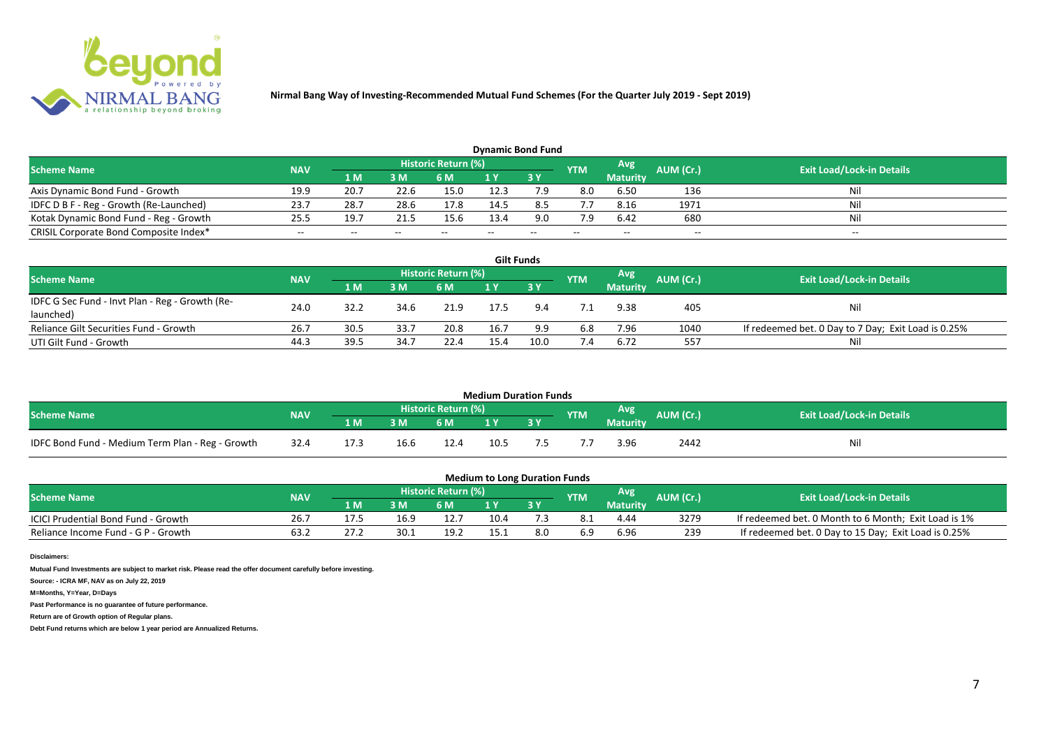**Nirmal Bang Way of Investing-Recommended Mutual Fund Schemes (For the Quarter July 2019 - Sept 2019)**

## Dynamic Bond Fund

| Scheme Name | NAV | Historic Return (%) | | | | | YTM | Avg Maturity | AUM (Cr.) | Exit Load/Lock-in Details |
|---|---|---|---|---|---|---|---|---|---|---|
| | | 1 M | 3 M | 6 M | 1 Y | 3 Y | | | | |
| Axis Dynamic Bond Fund - Growth | 19.9 | 20.7 | 22.6 | 15.0 | 12.3 | 7.9 | 8.0 | 6.50 | 136 | Nil |
| IDFC D B F - Reg - Growth (Re-Launched) | 23.7 | 28.7 | 28.6 | 17.8 | 14.5 | 8.5 | 7.7 | 8.16 | 1971 | Nil |
| Kotak Dynamic Bond Fund - Reg - Growth | 25.5 | 19.7 | 21.5 | 15.6 | 13.4 | 9.0 | 7.9 | 6.42 | 680 | Nil |
| CRISIL Corporate Bond Composite Index* | -- | -- | -- | -- | -- | -- | -- | -- | -- | -- |

## Gilt Funds

| Scheme Name | NAV | Historic Return (%) | | | | | YTM | Avg Maturity | AUM (Cr.) | Exit Load/Lock-in Details |
|---|---|---|---|---|---|---|---|---|---|---|
| | | 1 M | 3 M | 6 M | 1 Y | 3 Y | | | | |
| IDFC G Sec Fund - Invt Plan - Reg - Growth (Re-launched) | 24.0 | 32.2 | 34.6 | 21.9 | 17.5 | 9.4 | 7.1 | 9.38 | 405 | Nil |
| Reliance Gilt Securities Fund - Growth | 26.7 | 30.5 | 33.7 | 20.8 | 16.7 | 9.9 | 6.8 | 7.96 | 1040 | If redeemed bet. 0 Day to 7 Day; Exit Load is 0.25% |
| UTI Gilt Fund - Growth | 44.3 | 39.5 | 34.7 | 22.4 | 15.4 | 10.0 | 7.4 | 6.72 | 557 | Nil |

## Medium Duration Funds

| Scheme Name | NAV | Historic Return (%) | | | | | YTM | Avg Maturity | AUM (Cr.) | Exit Load/Lock-in Details |
|---|---|---|---|---|---|---|---|---|---|---|
| | | 1 M | 3 M | 6 M | 1 Y | 3 Y | | | | |
| IDFC Bond Fund - Medium Term Plan - Reg - Growth | 32.4 | 17.3 | 16.6 | 12.4 | 10.5 | 7.5 | 7.7 | 3.96 | 2442 | Nil |

## Medium to Long Duration Funds

| Scheme Name | NAV | Historic Return (%) | | | | | YTM | Avg Maturity | AUM (Cr.) | Exit Load/Lock-in Details |
|---|---|---|---|---|---|---|---|---|---|---|
| | | 1 M | 3 M | 6 M | 1 Y | 3 Y | | | | |
| ICICI Prudential Bond Fund - Growth | 26.7 | 17.5 | 16.9 | 12.7 | 10.4 | 7.3 | 8.1 | 4.44 | 3279 | If redeemed bet. 0 Month to 6 Month; Exit Load is 1% |
| Reliance Income Fund - G P - Growth | 63.2 | 27.2 | 30.1 | 19.2 | 15.1 | 8.0 | 6.9 | 6.96 | 239 | If redeemed bet. 0 Day to 15 Day; Exit Load is 0.25% |

**Disclaimers:**

**Mutual Fund Investments are subject to market risk. Please read the offer document carefully before investing.**

**Source: - ICRA MF, NAV as on July 22, 2019**

**M=Months, Y=Year, D=Days**

**Past Performance is no guarantee of future performance.**

**Return are of Growth option of Regular plans.**

**Debt Fund returns which are below 1 year period are Annualized Returns.**